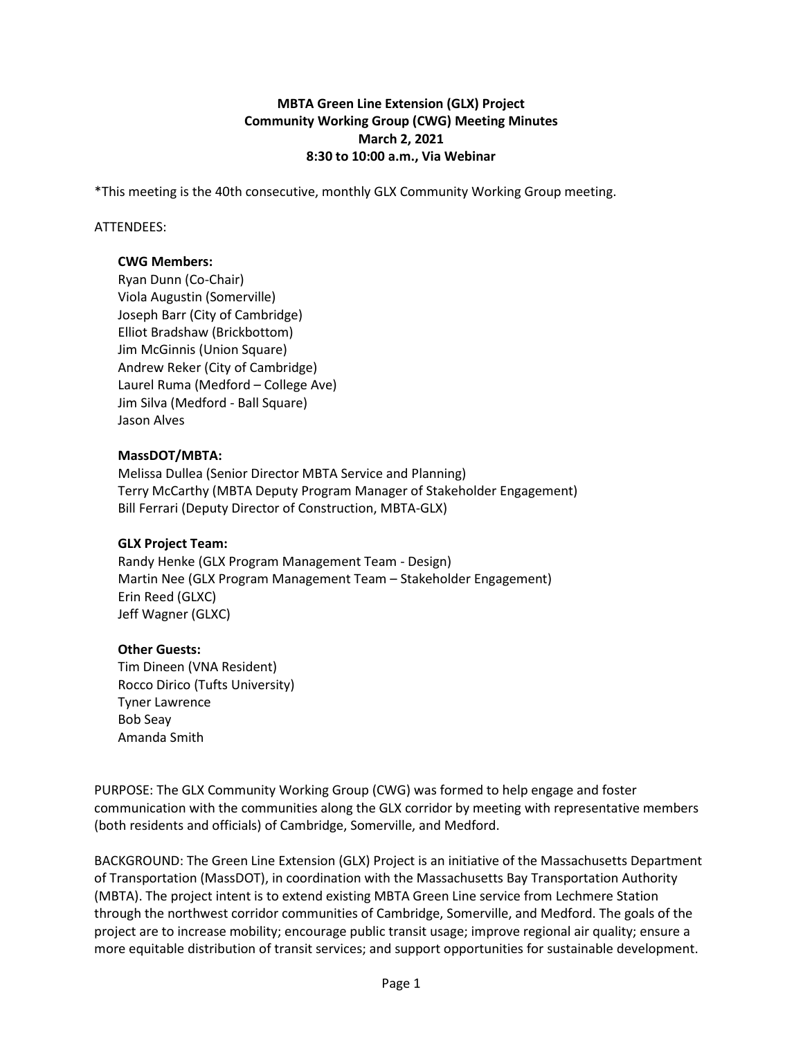**MBTA Green Line Extension (GLX) Project**
**Community Working Group (CWG) Meeting Minutes**
**March 2, 2021**
**8:30 to 10:00 a.m., Via Webinar**

*This meeting is the 40th consecutive, monthly GLX Community Working Group meeting.

ATTENDEES:

**CWG Members:**
Ryan Dunn (Co-Chair)
Viola Augustin (Somerville)
Joseph Barr (City of Cambridge)
Elliot Bradshaw (Brickbottom)
Jim McGinnis (Union Square)
Andrew Reker (City of Cambridge)
Laurel Ruma (Medford – College Ave)
Jim Silva (Medford - Ball Square)
Jason Alves

**MassDOT/MBTA:**
Melissa Dullea (Senior Director MBTA Service and Planning)
Terry McCarthy (MBTA Deputy Program Manager of Stakeholder Engagement)
Bill Ferrari (Deputy Director of Construction, MBTA-GLX)

**GLX Project Team:**
Randy Henke (GLX Program Management Team - Design)
Martin Nee (GLX Program Management Team – Stakeholder Engagement)
Erin Reed (GLXC)
Jeff Wagner (GLXC)

**Other Guests:**
Tim Dineen (VNA Resident)
Rocco Dirico (Tufts University)
Tyner Lawrence
Bob Seay
Amanda Smith

PURPOSE: The GLX Community Working Group (CWG) was formed to help engage and foster communication with the communities along the GLX corridor by meeting with representative members (both residents and officials) of Cambridge, Somerville, and Medford.

BACKGROUND: The Green Line Extension (GLX) Project is an initiative of the Massachusetts Department of Transportation (MassDOT), in coordination with the Massachusetts Bay Transportation Authority (MBTA). The project intent is to extend existing MBTA Green Line service from Lechmere Station through the northwest corridor communities of Cambridge, Somerville, and Medford. The goals of the project are to increase mobility; encourage public transit usage; improve regional air quality; ensure a more equitable distribution of transit services; and support opportunities for sustainable development.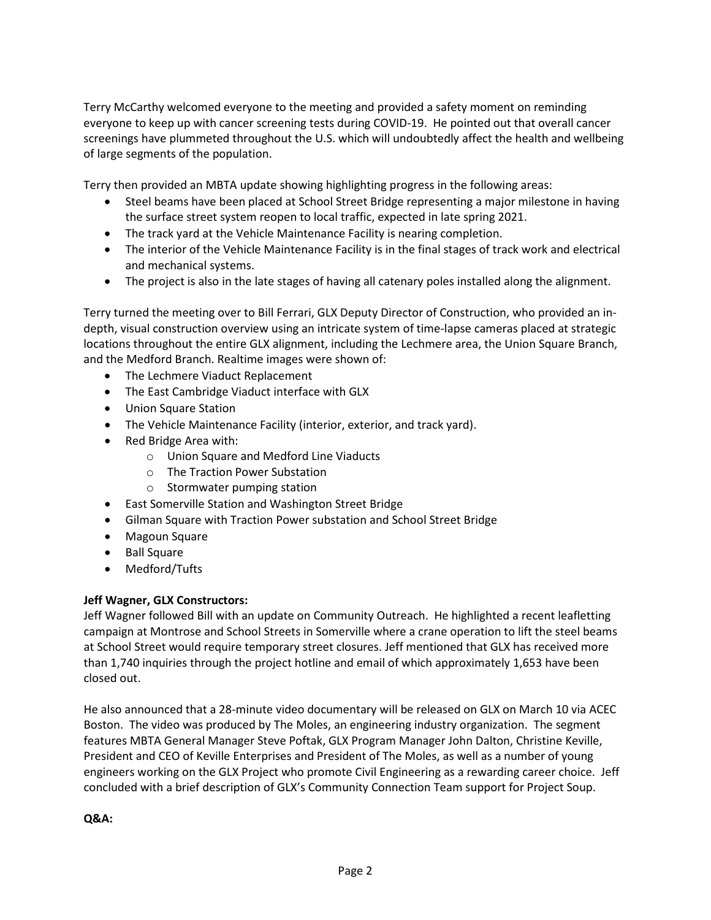Terry McCarthy welcomed everyone to the meeting and provided a safety moment on reminding everyone to keep up with cancer screening tests during COVID-19. He pointed out that overall cancer screenings have plummeted throughout the U.S. which will undoubtedly affect the health and wellbeing of large segments of the population.

Terry then provided an MBTA update showing highlighting progress in the following areas:

- Steel beams have been placed at School Street Bridge representing a major milestone in having the surface street system reopen to local traffic, expected in late spring 2021.
- The track yard at the Vehicle Maintenance Facility is nearing completion.
- The interior of the Vehicle Maintenance Facility is in the final stages of track work and electrical and mechanical systems.
- The project is also in the late stages of having all catenary poles installed along the alignment.

Terry turned the meeting over to Bill Ferrari, GLX Deputy Director of Construction, who provided an in-depth, visual construction overview using an intricate system of time-lapse cameras placed at strategic locations throughout the entire GLX alignment, including the Lechmere area, the Union Square Branch, and the Medford Branch. Realtime images were shown of:

- The Lechmere Viaduct Replacement
- The East Cambridge Viaduct interface with GLX
- Union Square Station
- The Vehicle Maintenance Facility (interior, exterior, and track yard).
- Red Bridge Area with:
  - Union Square and Medford Line Viaducts
  - The Traction Power Substation
  - Stormwater pumping station
- East Somerville Station and Washington Street Bridge
- Gilman Square with Traction Power substation and School Street Bridge
- Magoun Square
- Ball Square
- Medford/Tufts

**Jeff Wagner, GLX Constructors:**
Jeff Wagner followed Bill with an update on Community Outreach. He highlighted a recent leafletting campaign at Montrose and School Streets in Somerville where a crane operation to lift the steel beams at School Street would require temporary street closures. Jeff mentioned that GLX has received more than 1,740 inquiries through the project hotline and email of which approximately 1,653 have been closed out.

He also announced that a 28-minute video documentary will be released on GLX on March 10 via ACEC Boston. The video was produced by The Moles, an engineering industry organization. The segment features MBTA General Manager Steve Poftak, GLX Program Manager John Dalton, Christine Keville, President and CEO of Keville Enterprises and President of The Moles, as well as a number of young engineers working on the GLX Project who promote Civil Engineering as a rewarding career choice. Jeff concluded with a brief description of GLX's Community Connection Team support for Project Soup.

**Q&A:**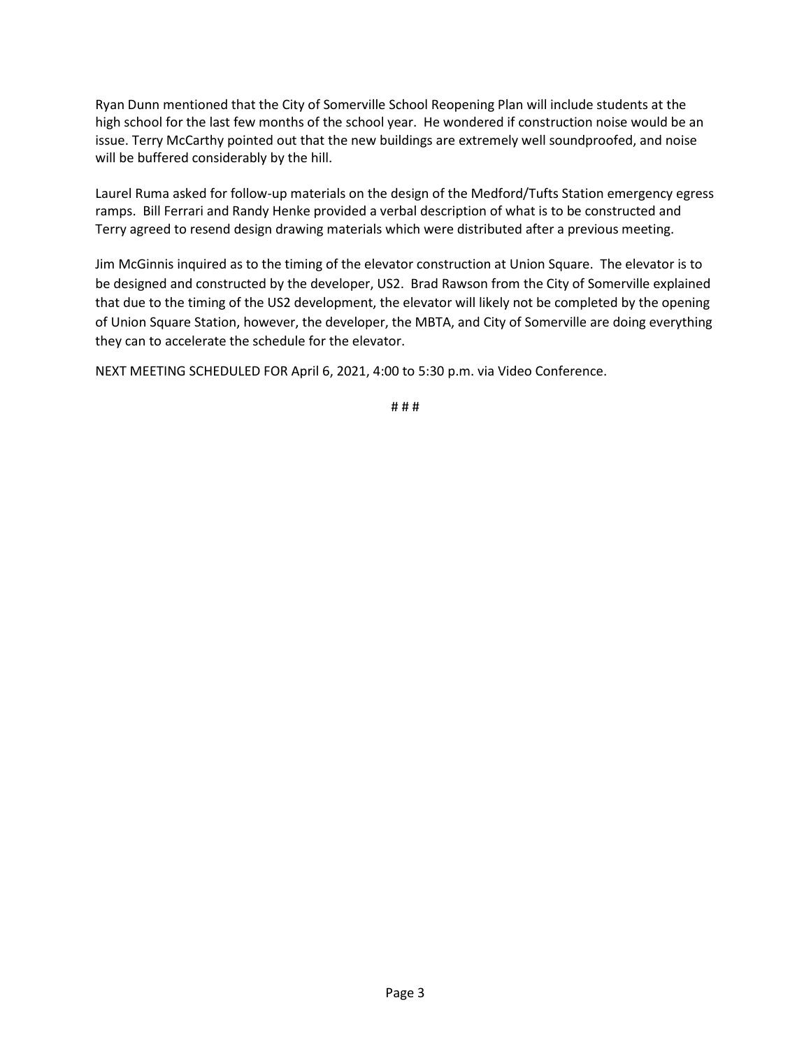Ryan Dunn mentioned that the City of Somerville School Reopening Plan will include students at the high school for the last few months of the school year. He wondered if construction noise would be an issue. Terry McCarthy pointed out that the new buildings are extremely well soundproofed, and noise will be buffered considerably by the hill.

Laurel Ruma asked for follow-up materials on the design of the Medford/Tufts Station emergency egress ramps. Bill Ferrari and Randy Henke provided a verbal description of what is to be constructed and Terry agreed to resend design drawing materials which were distributed after a previous meeting.

Jim McGinnis inquired as to the timing of the elevator construction at Union Square. The elevator is to be designed and constructed by the developer, US2. Brad Rawson from the City of Somerville explained that due to the timing of the US2 development, the elevator will likely not be completed by the opening of Union Square Station, however, the developer, the MBTA, and City of Somerville are doing everything they can to accelerate the schedule for the elevator.

NEXT MEETING SCHEDULED FOR April 6, 2021, 4:00 to 5:30 p.m. via Video Conference.

# # #